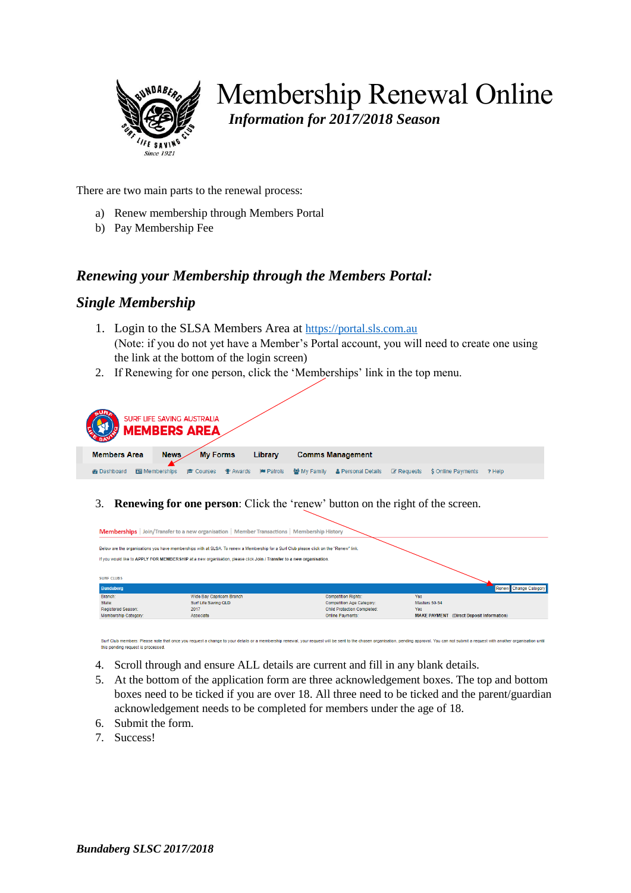# Membership Renewal Online

***Information for 2017/2018 Season***

There are two main parts to the renewal process:

a) Renew membership through Members Portal
b) Pay Membership Fee

## *Renewing your Membership through the Members Portal:*

## *Single Membership*

1. Login to the SLSA Members Area at https://portal.sls.com.au
   (Note: if you do not yet have a Member's Portal account, you will need to create one using the link at the bottom of the login screen)
2. If Renewing for one person, click the 'Memberships' link in the top menu.

3. **Renewing for one person**: Click the 'renew' button on the right of the screen.

4. Scroll through and ensure ALL details are current and fill in any blank details.
5. At the bottom of the application form are three acknowledgement boxes. The top and bottom boxes need to be ticked if you are over 18. All three need to be ticked and the parent/guardian acknowledgement needs to be completed for members under the age of 18.
6. Submit the form.
7. Success!

***Bundaberg SLSC 2017/2018***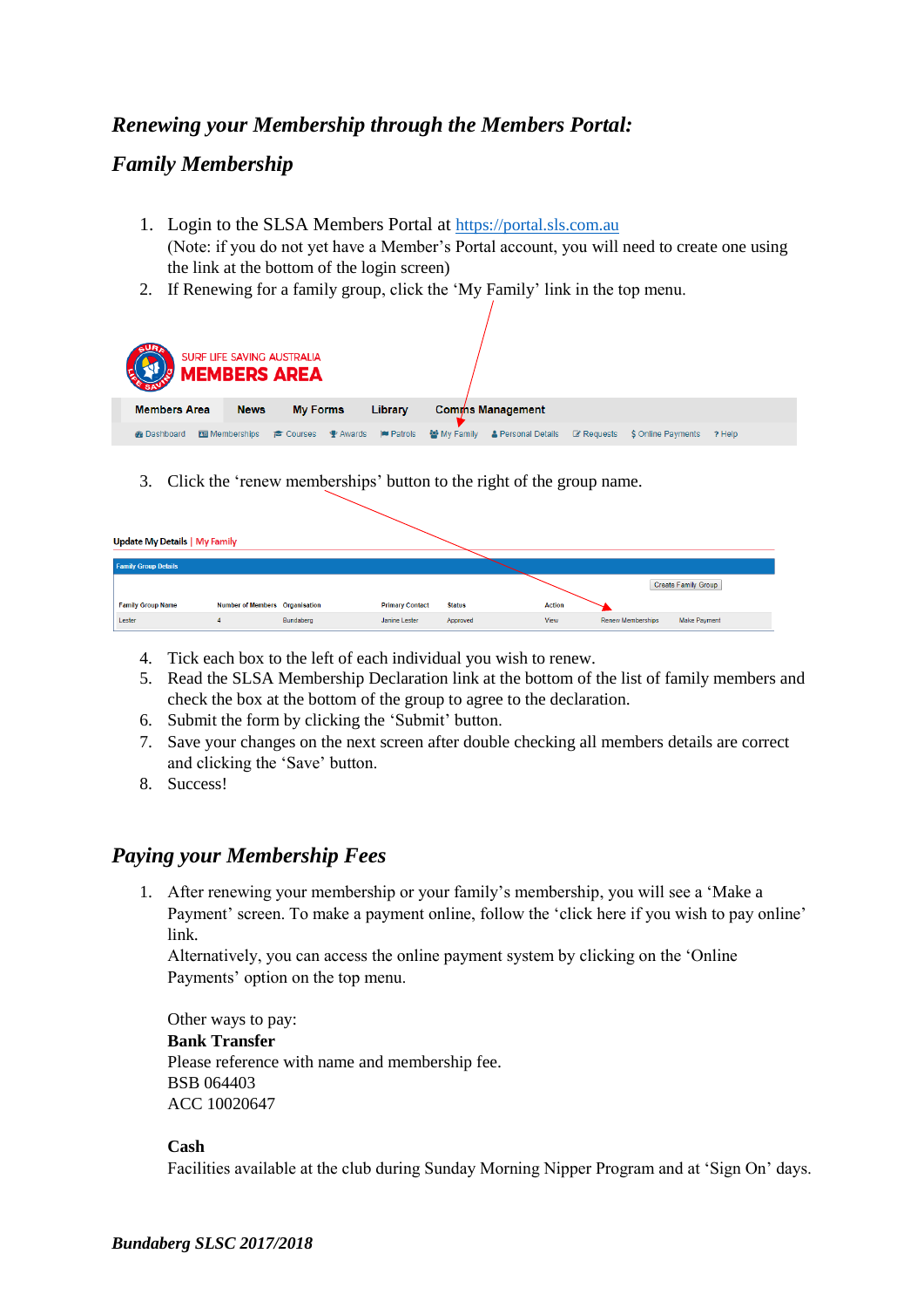## *Renewing your Membership through the Members Portal:*

## *Family Membership*

1. Login to the SLSA Members Portal at [https://portal.sls.com.au](https://portal.sls.com.au)
   (Note: if you do not yet have a Member's Portal account, you will need to create one using the link at the bottom of the login screen)
2. If Renewing for a family group, click the 'My Family' link in the top menu.

SURF LIFE SAVING AUSTRALIA
MEMBERS AREA

Members Area | News | My Forms | Library | Comms Management

Dashboard | Memberships | Courses | Awards | Patrols | My Family | Personal Details | Requests | $ Online Payments | ? Help

3. Click the 'renew memberships' button to the right of the group name.

Update My Details | My Family

Family Group Details

Create Family Group

| Family Group Name | Number of Members | Organisation | Primary Contact | Status | Action | | |
|---|---|---|---|---|---|---|---|
| Lester | 4 | Bundaberg | Janine Lester | Approved | View | Renew Memberships | Make Payment |

4. Tick each box to the left of each individual you wish to renew.
5. Read the SLSA Membership Declaration link at the bottom of the list of family members and check the box at the bottom of the group to agree to the declaration.
6. Submit the form by clicking the 'Submit' button.
7. Save your changes on the next screen after double checking all members details are correct and clicking the 'Save' button.
8. Success!

## *Paying your Membership Fees*

1. After renewing your membership or your family's membership, you will see a 'Make a Payment' screen. To make a payment online, follow the 'click here if you wish to pay online' link.
   Alternatively, you can access the online payment system by clicking on the 'Online Payments' option on the top menu.

   Other ways to pay:
   **Bank Transfer**
   Please reference with name and membership fee.
   BSB 064403
   ACC 10020647

   **Cash**
   Facilities available at the club during Sunday Morning Nipper Program and at 'Sign On' days.

***Bundaberg SLSC 2017/2018***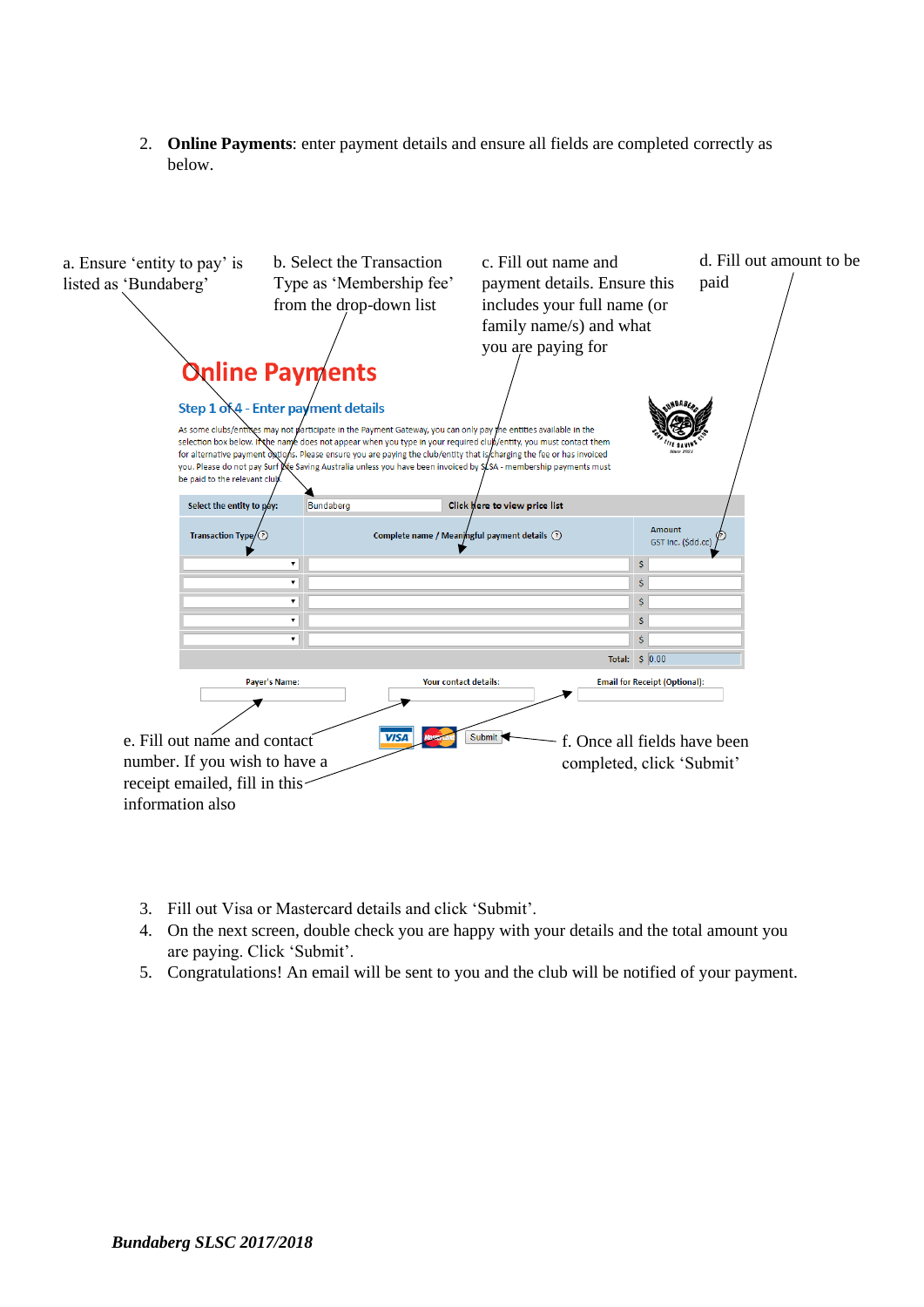2. **Online Payments**: enter payment details and ensure all fields are completed correctly as below.

a. Ensure 'entity to pay' is listed as 'Bundaberg'

b. Select the Transaction Type as 'Membership fee' from the drop-down list

c. Fill out name and payment details. Ensure this includes your full name (or family name/s) and what you are paying for

d. Fill out amount to be paid

Online Payments

Step 1 of 4 - Enter payment details

As some clubs/entities may not participate in the Payment Gateway, you can only pay the entities available in the selection box below. If the name does not appear when you type in your required club/entity, you must contact them for alternative payment options. Please ensure you are paying the club/entity that is charging the fee or has invoiced you. Please do not pay Surf Life Saving Australia unless you have been invoiced by SLSA - membership payments must be paid to the relevant club.

Select the entity to pay: Bundaberg — Click here to view price list

| Transaction Type | Complete name / Meaningful payment details | Amount GST Inc. ($dd.cc) |
|---|---|---|
| | | $ |
| | | $ |
| | | $ |
| | | $ |
| | | $ |
| | Total: | $ 0.00 |

Payer's Name: — Your contact details: — Email for Receipt (Optional):

Submit

e. Fill out name and contact number. If you wish to have a receipt emailed, fill in this information also

f. Once all fields have been completed, click 'Submit'

3. Fill out Visa or Mastercard details and click 'Submit'.
4. On the next screen, double check you are happy with your details and the total amount you are paying. Click 'Submit'.
5. Congratulations! An email will be sent to you and the club will be notified of your payment.